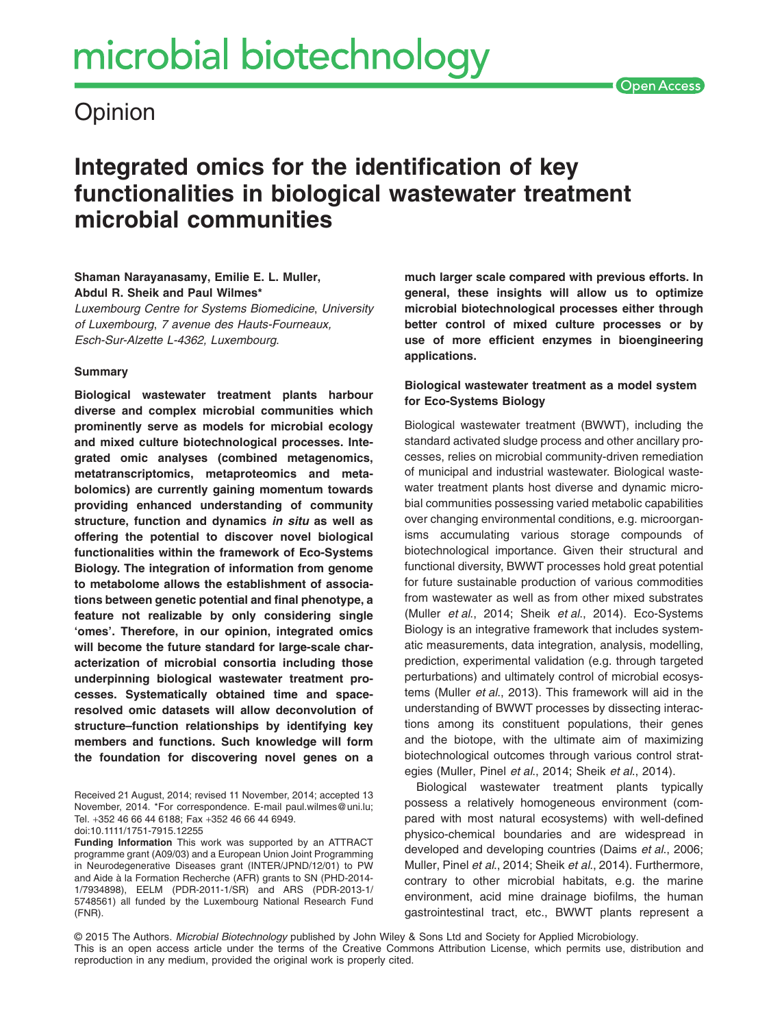# microbial biotechnology

Open Access

## Opinion

# Integrated omics for the identification of key functionalities in biological wastewater treatment microbial communities

**Shaman Narayanasamy, Emilie E. L. Muller, Abdul R. Sheik and Paul Wilmes***

*Luxembourg Centre for Systems Biomedicine, University of Luxembourg, 7 avenue des Hauts-Fourneaux, Esch-Sur-Alzette L-4362, Luxembourg.*

### Summary

**Biological wastewater treatment plants harbour diverse and complex microbial communities which prominently serve as models for microbial ecology and mixed culture biotechnological processes. Integrated omic analyses (combined metagenomics, metatranscriptomics, metaproteomics and metabolomics) are currently gaining momentum towards providing enhanced understanding of community structure, function and dynamics *in situ* as well as offering the potential to discover novel biological functionalities within the framework of Eco-Systems Biology. The integration of information from genome to metabolome allows the establishment of associations between genetic potential and final phenotype, a feature not realizable by only considering single 'omes'. Therefore, in our opinion, integrated omics will become the future standard for large-scale characterization of microbial consortia including those underpinning biological wastewater treatment processes. Systematically obtained time and space-resolved omic datasets will allow deconvolution of structure–function relationships by identifying key members and functions. Such knowledge will form the foundation for discovering novel genes on a much larger scale compared with previous efforts. In general, these insights will allow us to optimize microbial biotechnological processes either through better control of mixed culture processes or by use of more efficient enzymes in bioengineering applications.**

Received 21 August, 2014; revised 11 November, 2014; accepted 13 November, 2014. *For correspondence. E-mail paul.wilmes@uni.lu; Tel. +352 46 66 44 6188; Fax +352 46 66 44 6949.
doi:10.1111/1751-7915.12255

**Funding Information** This work was supported by an ATTRACT programme grant (A09/03) and a European Union Joint Programming in Neurodegenerative Diseases grant (INTER/JPND/12/01) to PW and Aide à la Formation Recherche (AFR) grants to SN (PHD-2014-1/7934898), EELM (PDR-2011-1/SR) and ARS (PDR-2013-1/5748561) all funded by the Luxembourg National Research Fund (FNR).

### Biological wastewater treatment as a model system for Eco-Systems Biology

Biological wastewater treatment (BWWT), including the standard activated sludge process and other ancillary processes, relies on microbial community-driven remediation of municipal and industrial wastewater. Biological wastewater treatment plants host diverse and dynamic microbial communities possessing varied metabolic capabilities over changing environmental conditions, e.g. microorganisms accumulating various storage compounds of biotechnological importance. Given their structural and functional diversity, BWWT processes hold great potential for future sustainable production of various commodities from wastewater as well as from other mixed substrates (Muller *et al*., 2014; Sheik *et al*., 2014). Eco-Systems Biology is an integrative framework that includes systematic measurements, data integration, analysis, modelling, prediction, experimental validation (e.g. through targeted perturbations) and ultimately control of microbial ecosystems (Muller *et al*., 2013). This framework will aid in the understanding of BWWT processes by dissecting interactions among its constituent populations, their genes and the biotope, with the ultimate aim of maximizing biotechnological outcomes through various control strategies (Muller, Pinel *et al*., 2014; Sheik *et al*., 2014).

Biological wastewater treatment plants typically possess a relatively homogeneous environment (compared with most natural ecosystems) with well-defined physico-chemical boundaries and are widespread in developed and developing countries (Daims *et al*., 2006; Muller, Pinel *et al*., 2014; Sheik *et al*., 2014). Furthermore, contrary to other microbial habitats, e.g. the marine environment, acid mine drainage biofilms, the human gastrointestinal tract, etc., BWWT plants represent a

© 2015 The Authors. *Microbial Biotechnology* published by John Wiley & Sons Ltd and Society for Applied Microbiology.
This is an open access article under the terms of the Creative Commons Attribution License, which permits use, distribution and reproduction in any medium, provided the original work is properly cited.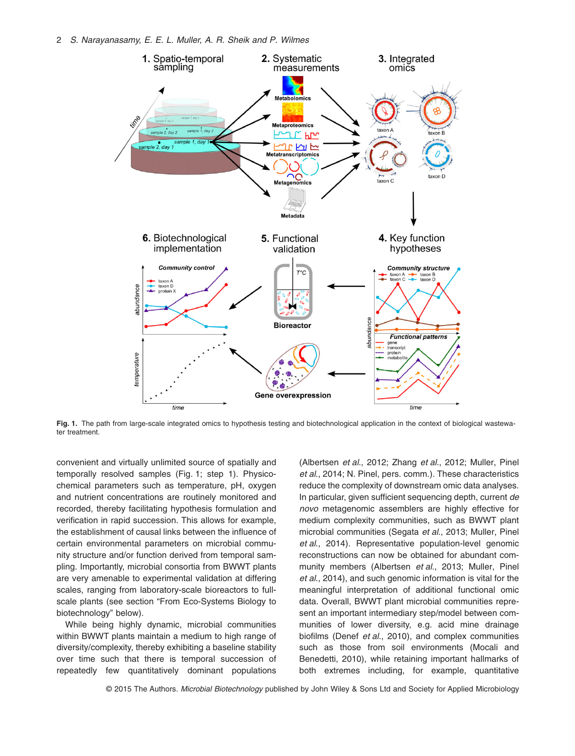**Fig. 1.** The path from large-scale integrated omics to hypothesis testing and biotechnological application in the context of biological wastewater treatment.

convenient and virtually unlimited source of spatially and temporally resolved samples (Fig. 1; step 1). Physico-chemical parameters such as temperature, pH, oxygen and nutrient concentrations are routinely monitored and recorded, thereby facilitating hypothesis formulation and verification in rapid succession. This allows for example, the establishment of causal links between the influence of certain environmental parameters on microbial community structure and/or function derived from temporal sampling. Importantly, microbial consortia from BWWT plants are very amenable to experimental validation at differing scales, ranging from laboratory-scale bioreactors to full-scale plants (see section "From Eco-Systems Biology to biotechnology" below).

While being highly dynamic, microbial communities within BWWT plants maintain a medium to high range of diversity/complexity, thereby exhibiting a baseline stability over time such that there is temporal succession of repeatedly few quantitatively dominant populations (Albertsen *et al.*, 2012; Zhang *et al.*, 2012; Muller, Pinel *et al.*, 2014; N. Pinel, pers. comm.). These characteristics reduce the complexity of downstream omic data analyses. In particular, given sufficient sequencing depth, current *de novo* metagenomic assemblers are highly effective for medium complexity communities, such as BWWT plant microbial communities (Segata *et al.*, 2013; Muller, Pinel *et al.*, 2014). Representative population-level genomic reconstructions can now be obtained for abundant community members (Albertsen *et al.*, 2013; Muller, Pinel *et al.*, 2014), and such genomic information is vital for the meaningful interpretation of additional functional omic data. Overall, BWWT plant microbial communities represent an important intermediary step/model between communities of lower diversity, e.g. acid mine drainage biofilms (Denef *et al.*, 2010), and complex communities such as those from soil environments (Mocali and Benedetti, 2010), while retaining important hallmarks of both extremes including, for example, quantitative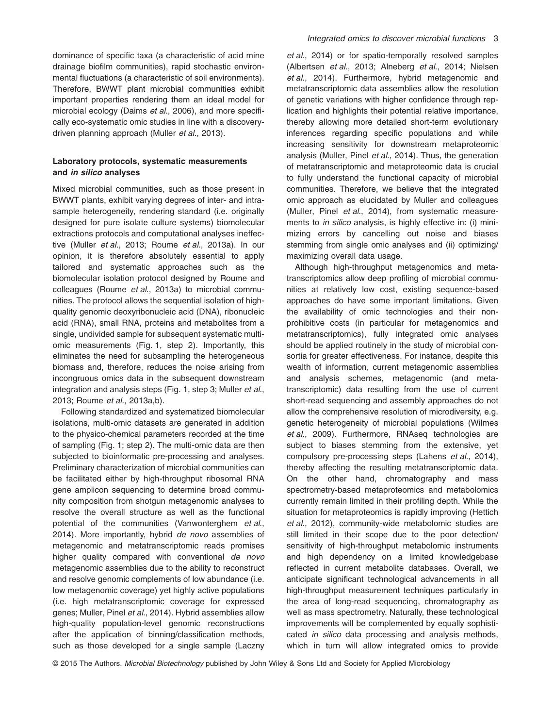dominance of specific taxa (a characteristic of acid mine drainage biofilm communities), rapid stochastic environmental fluctuations (a characteristic of soil environments). Therefore, BWWT plant microbial communities exhibit important properties rendering them an ideal model for microbial ecology (Daims *et al.*, 2006), and more specifically eco-systematic omic studies in line with a discovery-driven planning approach (Muller *et al.*, 2013).

### Laboratory protocols, systematic measurements and *in silico* analyses

Mixed microbial communities, such as those present in BWWT plants, exhibit varying degrees of inter- and intra-sample heterogeneity, rendering standard (i.e. originally designed for pure isolate culture systems) biomolecular extractions protocols and computational analyses ineffective (Muller *et al.*, 2013; Roume *et al.*, 2013a). In our opinion, it is therefore absolutely essential to apply tailored and systematic approaches such as the biomolecular isolation protocol designed by Roume and colleagues (Roume *et al.*, 2013a) to microbial communities. The protocol allows the sequential isolation of high-quality genomic deoxyribonucleic acid (DNA), ribonucleic acid (RNA), small RNA, proteins and metabolites from a single, undivided sample for subsequent systematic multi-omic measurements (Fig. 1, step 2). Importantly, this eliminates the need for subsampling the heterogeneous biomass and, therefore, reduces the noise arising from incongruous omics data in the subsequent downstream integration and analysis steps (Fig. 1, step 3; Muller *et al.*, 2013; Roume *et al.*, 2013a,b).

Following standardized and systematized biomolecular isolations, multi-omic datasets are generated in addition to the physico-chemical parameters recorded at the time of sampling (Fig. 1; step 2). The multi-omic data are then subjected to bioinformatic pre-processing and analyses. Preliminary characterization of microbial communities can be facilitated either by high-throughput ribosomal RNA gene amplicon sequencing to determine broad community composition from shotgun metagenomic analyses to resolve the overall structure as well as the functional potential of the communities (Vanwonterghem *et al.*, 2014). More importantly, hybrid *de novo* assemblies of metagenomic and metatranscriptomic reads promises higher quality compared with conventional *de novo* metagenomic assemblies due to the ability to reconstruct and resolve genomic complements of low abundance (i.e. low metagenomic coverage) yet highly active populations (i.e. high metatranscriptomic coverage for expressed genes; Muller, Pinel *et al.*, 2014). Hybrid assemblies allow high-quality population-level genomic reconstructions after the application of binning/classification methods, such as those developed for a single sample (Laczny *et al.*, 2014) or for spatio-temporally resolved samples (Albertsen *et al.*, 2013; Alneberg *et al.*, 2014; Nielsen *et al.*, 2014). Furthermore, hybrid metagenomic and metatranscriptomic data assemblies allow the resolution of genetic variations with higher confidence through replication and highlights their potential relative importance, thereby allowing more detailed short-term evolutionary inferences regarding specific populations and while increasing sensitivity for downstream metaproteomic analysis (Muller, Pinel *et al.*, 2014). Thus, the generation of metatranscriptomic and metaproteomic data is crucial to fully understand the functional capacity of microbial communities. Therefore, we believe that the integrated omic approach as elucidated by Muller and colleagues (Muller, Pinel *et al.*, 2014), from systematic measurements to *in silico* analysis, is highly effective in: (i) minimizing errors by cancelling out noise and biases stemming from single omic analyses and (ii) optimizing/maximizing overall data usage.

Although high-throughput metagenomics and metatranscriptomics allow deep profiling of microbial communities at relatively low cost, existing sequence-based approaches do have some important limitations. Given the availability of omic technologies and their non-prohibitive costs (in particular for metagenomics and metatranscriptomics), fully integrated omic analyses should be applied routinely in the study of microbial consortia for greater effectiveness. For instance, despite this wealth of information, current metagenomic assemblies and analysis schemes, metagenomic (and metatranscriptomic) data resulting from the use of current short-read sequencing and assembly approaches do not allow the comprehensive resolution of microdiversity, e.g. genetic heterogeneity of microbial populations (Wilmes *et al.*, 2009). Furthermore, RNAseq technologies are subject to biases stemming from the extensive, yet compulsory pre-processing steps (Lahens *et al.*, 2014), thereby affecting the resulting metatranscriptomic data. On the other hand, chromatography and mass spectrometry-based metaproteomics and metabolomics currently remain limited in their profiling depth. While the situation for metaproteomics is rapidly improving (Hettich *et al.*, 2012), community-wide metabolomic studies are still limited in their scope due to the poor detection/sensitivity of high-throughput metabolomic instruments and high dependency on a limited knowledgebase reflected in current metabolite databases. Overall, we anticipate significant technological advancements in all high-throughput measurement techniques particularly in the area of long-read sequencing, chromatography as well as mass spectrometry. Naturally, these technological improvements will be complemented by equally sophisticated *in silico* data processing and analysis methods, which in turn will allow integrated omics to provide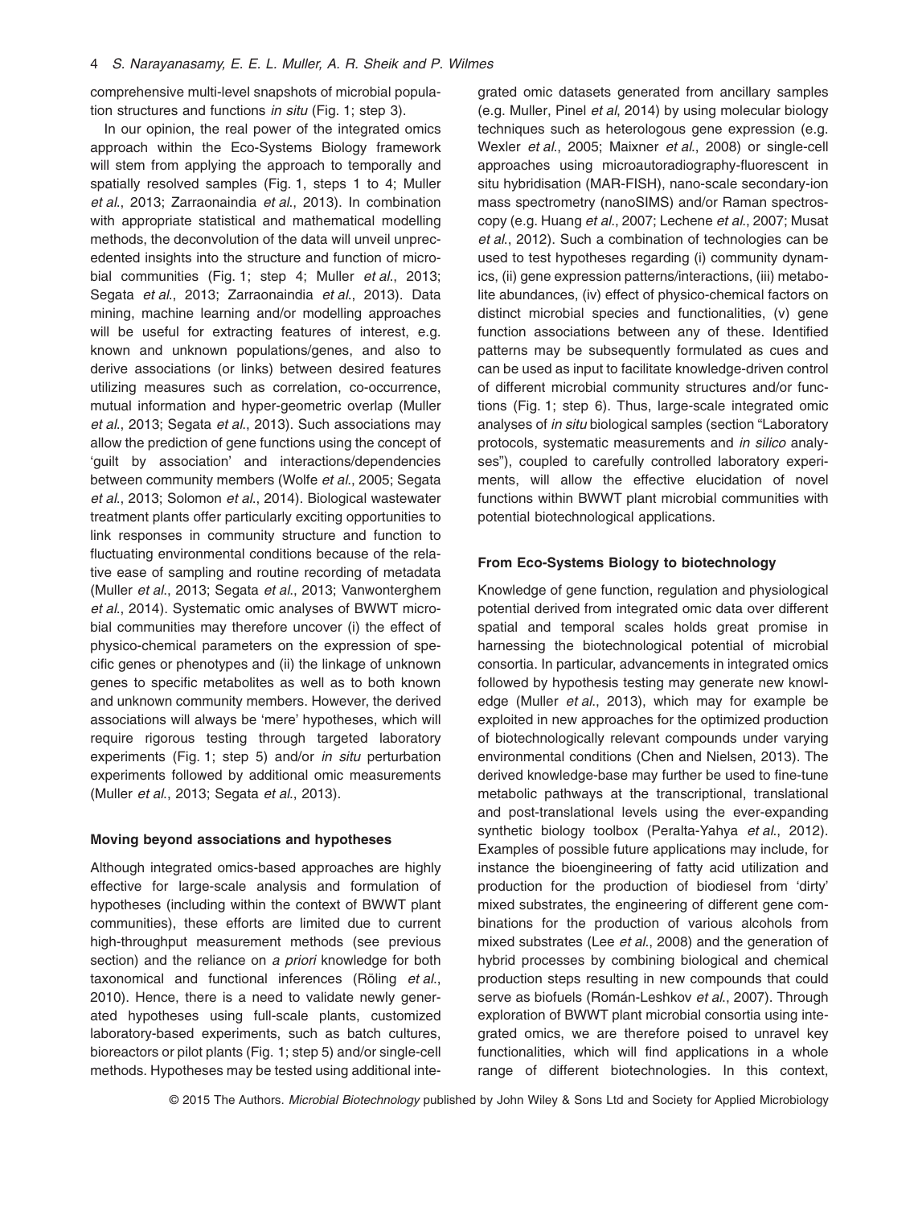comprehensive multi-level snapshots of microbial population structures and functions *in situ* (Fig. 1; step 3).

In our opinion, the real power of the integrated omics approach within the Eco-Systems Biology framework will stem from applying the approach to temporally and spatially resolved samples (Fig. 1, steps 1 to 4; Muller *et al*., 2013; Zarraonaindia *et al*., 2013). In combination with appropriate statistical and mathematical modelling methods, the deconvolution of the data will unveil unprecedented insights into the structure and function of microbial communities (Fig. 1; step 4; Muller *et al*., 2013; Segata *et al*., 2013; Zarraonaindia *et al*., 2013). Data mining, machine learning and/or modelling approaches will be useful for extracting features of interest, e.g. known and unknown populations/genes, and also to derive associations (or links) between desired features utilizing measures such as correlation, co-occurrence, mutual information and hyper-geometric overlap (Muller *et al*., 2013; Segata *et al*., 2013). Such associations may allow the prediction of gene functions using the concept of 'guilt by association' and interactions/dependencies between community members (Wolfe *et al*., 2005; Segata *et al*., 2013; Solomon *et al*., 2014). Biological wastewater treatment plants offer particularly exciting opportunities to link responses in community structure and function to fluctuating environmental conditions because of the relative ease of sampling and routine recording of metadata (Muller *et al*., 2013; Segata *et al*., 2013; Vanwonterghem *et al*., 2014). Systematic omic analyses of BWWT microbial communities may therefore uncover (i) the effect of physico-chemical parameters on the expression of specific genes or phenotypes and (ii) the linkage of unknown genes to specific metabolites as well as to both known and unknown community members. However, the derived associations will always be 'mere' hypotheses, which will require rigorous testing through targeted laboratory experiments (Fig. 1; step 5) and/or *in situ* perturbation experiments followed by additional omic measurements (Muller *et al*., 2013; Segata *et al*., 2013).

### Moving beyond associations and hypotheses

Although integrated omics-based approaches are highly effective for large-scale analysis and formulation of hypotheses (including within the context of BWWT plant communities), these efforts are limited due to current high-throughput measurement methods (see previous section) and the reliance on *a priori* knowledge for both taxonomical and functional inferences (Röling *et al*., 2010). Hence, there is a need to validate newly generated hypotheses using full-scale plants, customized laboratory-based experiments, such as batch cultures, bioreactors or pilot plants (Fig. 1; step 5) and/or single-cell methods. Hypotheses may be tested using additional integrated omic datasets generated from ancillary samples (e.g. Muller, Pinel *et al*, 2014) by using molecular biology techniques such as heterologous gene expression (e.g. Wexler *et al*., 2005; Maixner *et al*., 2008) or single-cell approaches using microautoradiography-fluorescent in situ hybridisation (MAR-FISH), nano-scale secondary-ion mass spectrometry (nanoSIMS) and/or Raman spectroscopy (e.g. Huang *et al*., 2007; Lechene *et al*., 2007; Musat *et al*., 2012). Such a combination of technologies can be used to test hypotheses regarding (i) community dynamics, (ii) gene expression patterns/interactions, (iii) metabolite abundances, (iv) effect of physico-chemical factors on distinct microbial species and functionalities, (v) gene function associations between any of these. Identified patterns may be subsequently formulated as cues and can be used as input to facilitate knowledge-driven control of different microbial community structures and/or functions (Fig. 1; step 6). Thus, large-scale integrated omic analyses of *in situ* biological samples (section "Laboratory protocols, systematic measurements and *in silico* analyses"), coupled to carefully controlled laboratory experiments, will allow the effective elucidation of novel functions within BWWT plant microbial communities with potential biotechnological applications.

### From Eco-Systems Biology to biotechnology

Knowledge of gene function, regulation and physiological potential derived from integrated omic data over different spatial and temporal scales holds great promise in harnessing the biotechnological potential of microbial consortia. In particular, advancements in integrated omics followed by hypothesis testing may generate new knowledge (Muller *et al*., 2013), which may for example be exploited in new approaches for the optimized production of biotechnologically relevant compounds under varying environmental conditions (Chen and Nielsen, 2013). The derived knowledge-base may further be used to fine-tune metabolic pathways at the transcriptional, translational and post-translational levels using the ever-expanding synthetic biology toolbox (Peralta-Yahya *et al*., 2012). Examples of possible future applications may include, for instance the bioengineering of fatty acid utilization and production for the production of biodiesel from 'dirty' mixed substrates, the engineering of different gene combinations for the production of various alcohols from mixed substrates (Lee *et al*., 2008) and the generation of hybrid processes by combining biological and chemical production steps resulting in new compounds that could serve as biofuels (Román-Leshkov *et al*., 2007). Through exploration of BWWT plant microbial consortia using integrated omics, we are therefore poised to unravel key functionalities, which will find applications in a whole range of different biotechnologies. In this context,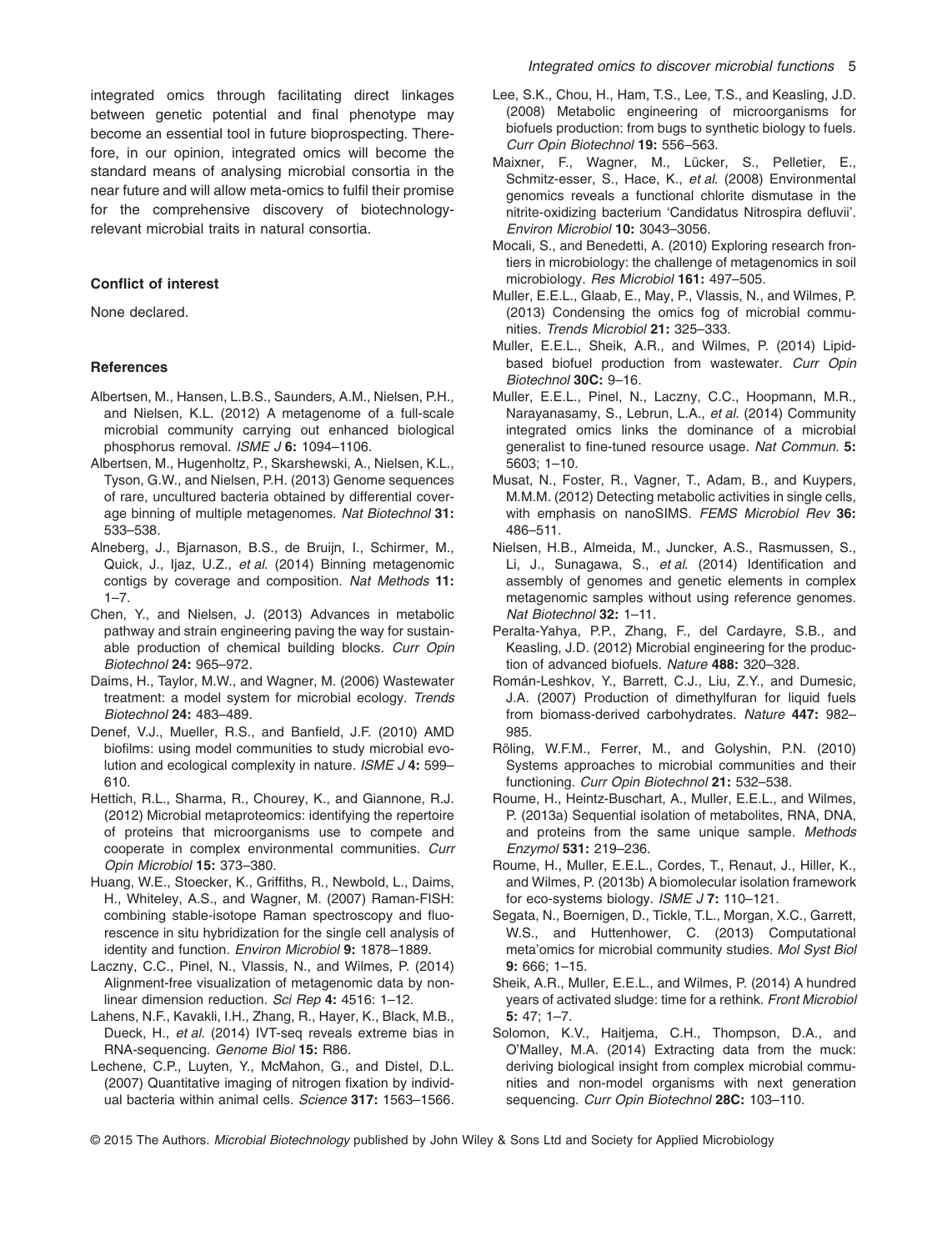integrated omics through facilitating direct linkages between genetic potential and final phenotype may become an essential tool in future bioprospecting. Therefore, in our opinion, integrated omics will become the standard means of analysing microbial consortia in the near future and will allow meta-omics to fulfil their promise for the comprehensive discovery of biotechnology-relevant microbial traits in natural consortia.

#### Conflict of interest

None declared.

#### References

Albertsen, M., Hansen, L.B.S., Saunders, A.M., Nielsen, P.H., and Nielsen, K.L. (2012) A metagenome of a full-scale microbial community carrying out enhanced biological phosphorus removal. *ISME J* **6:** 1094–1106.

Albertsen, M., Hugenholtz, P., Skarshewski, A., Nielsen, K.L., Tyson, G.W., and Nielsen, P.H. (2013) Genome sequences of rare, uncultured bacteria obtained by differential coverage binning of multiple metagenomes. *Nat Biotechnol* **31:** 533–538.

Alneberg, J., Bjarnason, B.S., de Bruijn, I., Schirmer, M., Quick, J., Ijaz, U.Z., *et al.* (2014) Binning metagenomic contigs by coverage and composition. *Nat Methods* **11:** 1–7.

Chen, Y., and Nielsen, J. (2013) Advances in metabolic pathway and strain engineering paving the way for sustainable production of chemical building blocks. *Curr Opin Biotechnol* **24:** 965–972.

Daims, H., Taylor, M.W., and Wagner, M. (2006) Wastewater treatment: a model system for microbial ecology. *Trends Biotechnol* **24:** 483–489.

Denef, V.J., Mueller, R.S., and Banfield, J.F. (2010) AMD biofilms: using model communities to study microbial evolution and ecological complexity in nature. *ISME J* **4:** 599–610.

Hettich, R.L., Sharma, R., Chourey, K., and Giannone, R.J. (2012) Microbial metaproteomics: identifying the repertoire of proteins that microorganisms use to compete and cooperate in complex environmental communities. *Curr Opin Microbiol* **15:** 373–380.

Huang, W.E., Stoecker, K., Griffiths, R., Newbold, L., Daims, H., Whiteley, A.S., and Wagner, M. (2007) Raman-FISH: combining stable-isotope Raman spectroscopy and fluorescence in situ hybridization for the single cell analysis of identity and function. *Environ Microbiol* **9:** 1878–1889.

Laczny, C.C., Pinel, N., Vlassis, N., and Wilmes, P. (2014) Alignment-free visualization of metagenomic data by nonlinear dimension reduction. *Sci Rep* **4:** 4516: 1–12.

Lahens, N.F., Kavakli, I.H., Zhang, R., Hayer, K., Black, M.B., Dueck, H., *et al*. (2014) IVT-seq reveals extreme bias in RNA-sequencing. *Genome Biol* **15:** R86.

Lechene, C.P., Luyten, Y., McMahon, G., and Distel, D.L. (2007) Quantitative imaging of nitrogen fixation by individual bacteria within animal cells. *Science* **317:** 1563–1566.

Lee, S.K., Chou, H., Ham, T.S., Lee, T.S., and Keasling, J.D. (2008) Metabolic engineering of microorganisms for biofuels production: from bugs to synthetic biology to fuels. *Curr Opin Biotechnol* **19:** 556–563.

Maixner, F., Wagner, M., Lücker, S., Pelletier, E., Schmitz-esser, S., Hace, K., *et al*. (2008) Environmental genomics reveals a functional chlorite dismutase in the nitrite-oxidizing bacterium 'Candidatus Nitrospira defluvii'. *Environ Microbiol* **10:** 3043–3056.

Mocali, S., and Benedetti, A. (2010) Exploring research frontiers in microbiology: the challenge of metagenomics in soil microbiology. *Res Microbiol* **161:** 497–505.

Muller, E.E.L., Glaab, E., May, P., Vlassis, N., and Wilmes, P. (2013) Condensing the omics fog of microbial communities. *Trends Microbiol* **21:** 325–333.

Muller, E.E.L., Sheik, A.R., and Wilmes, P. (2014) Lipid-based biofuel production from wastewater. *Curr Opin Biotechnol* **30C:** 9–16.

Muller, E.E.L., Pinel, N., Laczny, C.C., Hoopmann, M.R., Narayanasamy, S., Lebrun, L.A., *et al*. (2014) Community integrated omics links the dominance of a microbial generalist to fine-tuned resource usage. *Nat Commun.* **5:** 5603; 1–10.

Musat, N., Foster, R., Vagner, T., Adam, B., and Kuypers, M.M.M. (2012) Detecting metabolic activities in single cells, with emphasis on nanoSIMS. *FEMS Microbiol Rev* **36:** 486–511.

Nielsen, H.B., Almeida, M., Juncker, A.S., Rasmussen, S., Li, J., Sunagawa, S., *et al*. (2014) Identification and assembly of genomes and genetic elements in complex metagenomic samples without using reference genomes. *Nat Biotechnol* **32:** 1–11.

Peralta-Yahya, P.P., Zhang, F., del Cardayre, S.B., and Keasling, J.D. (2012) Microbial engineering for the production of advanced biofuels. *Nature* **488:** 320–328.

Román-Leshkov, Y., Barrett, C.J., Liu, Z.Y., and Dumesic, J.A. (2007) Production of dimethylfuran for liquid fuels from biomass-derived carbohydrates. *Nature* **447:** 982–985.

Röling, W.F.M., Ferrer, M., and Golyshin, P.N. (2010) Systems approaches to microbial communities and their functioning. *Curr Opin Biotechnol* **21:** 532–538.

Roume, H., Heintz-Buschart, A., Muller, E.E.L., and Wilmes, P. (2013a) Sequential isolation of metabolites, RNA, DNA, and proteins from the same unique sample. *Methods Enzymol* **531:** 219–236.

Roume, H., Muller, E.E.L., Cordes, T., Renaut, J., Hiller, K., and Wilmes, P. (2013b) A biomolecular isolation framework for eco-systems biology. *ISME J* **7:** 110–121.

Segata, N., Boernigen, D., Tickle, T.L., Morgan, X.C., Garrett, W.S., and Huttenhower, C. (2013) Computational meta'omics for microbial community studies. *Mol Syst Biol* **9:** 666; 1–15.

Sheik, A.R., Muller, E.E.L., and Wilmes, P. (2014) A hundred years of activated sludge: time for a rethink. *Front Microbiol* **5:** 47; 1–7.

Solomon, K.V., Haitjema, C.H., Thompson, D.A., and O'Malley, M.A. (2014) Extracting data from the muck: deriving biological insight from complex microbial communities and non-model organisms with next generation sequencing. *Curr Opin Biotechnol* **28C:** 103–110.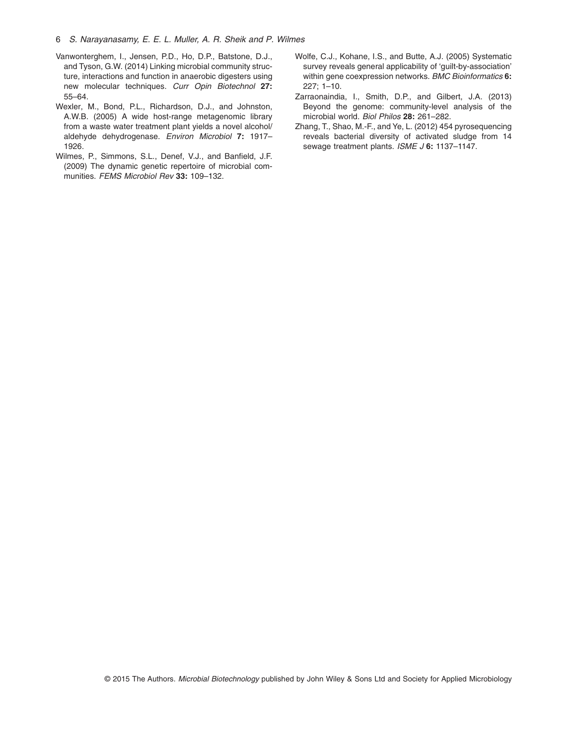Vanwonterghem, I., Jensen, P.D., Ho, D.P., Batstone, D.J., and Tyson, G.W. (2014) Linking microbial community structure, interactions and function in anaerobic digesters using new molecular techniques. *Curr Opin Biotechnol* **27:** 55–64.

Wexler, M., Bond, P.L., Richardson, D.J., and Johnston, A.W.B. (2005) A wide host-range metagenomic library from a waste water treatment plant yields a novel alcohol/aldehyde dehydrogenase. *Environ Microbiol* **7:** 1917–1926.

Wilmes, P., Simmons, S.L., Denef, V.J., and Banfield, J.F. (2009) The dynamic genetic repertoire of microbial communities. *FEMS Microbiol Rev* **33:** 109–132.

Wolfe, C.J., Kohane, I.S., and Butte, A.J. (2005) Systematic survey reveals general applicability of 'guilt-by-association' within gene coexpression networks. *BMC Bioinformatics* **6:** 227; 1–10.

Zarraonaindia, I., Smith, D.P., and Gilbert, J.A. (2013) Beyond the genome: community-level analysis of the microbial world. *Biol Philos* **28:** 261–282.

Zhang, T., Shao, M.-F., and Ye, L. (2012) 454 pyrosequencing reveals bacterial diversity of activated sludge from 14 sewage treatment plants. *ISME J* **6:** 1137–1147.